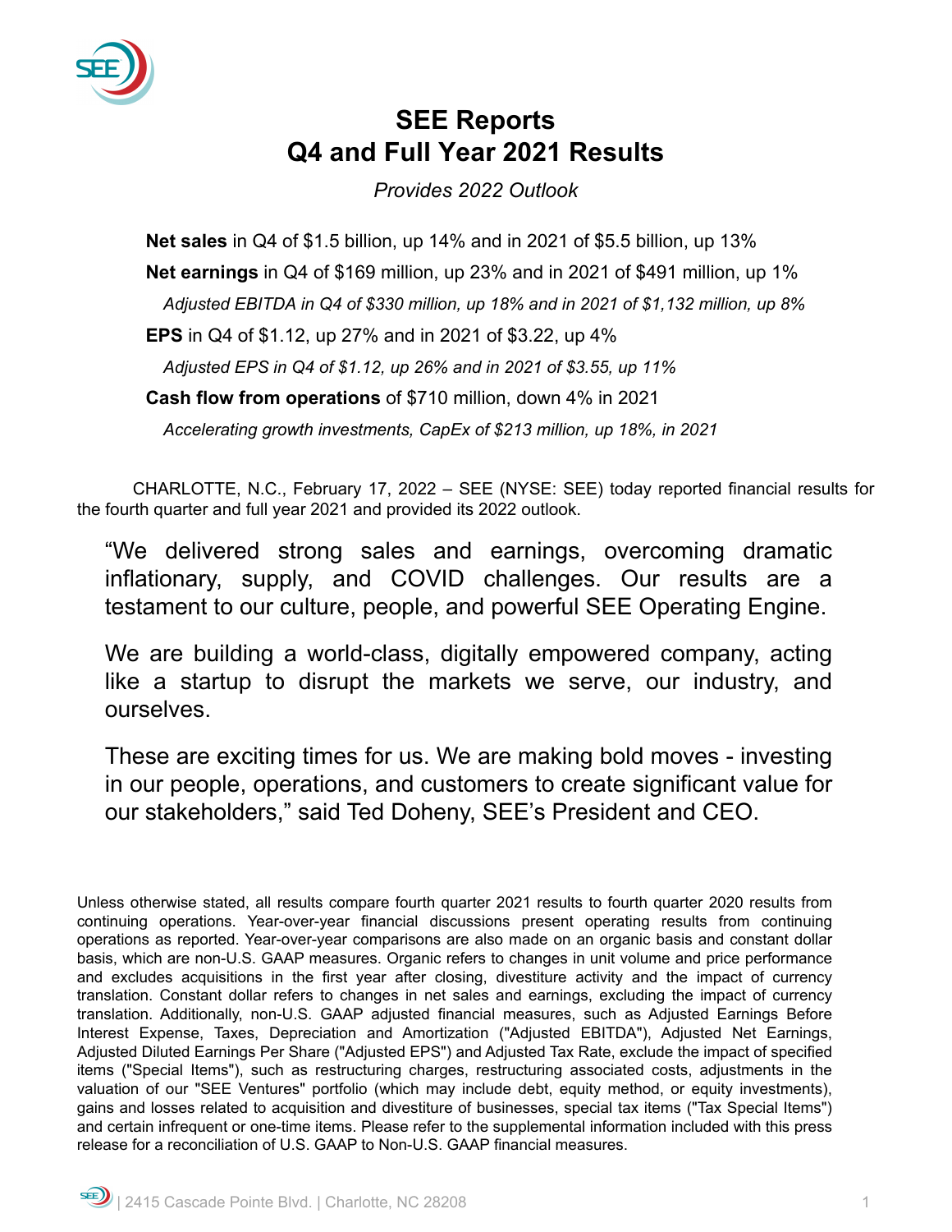# SEE Reports Q4 and Full Year 2021 Results

*Provides 2022 Outlook*

**Net sales** in Q4 of $1.5 billion, up 14% and in 2021 of $5.5 billion, up 13%

**Net earnings** in Q4 of $169 million, up 23% and in 2021 of $491 million, up 1%

*Adjusted EBITDA in Q4 of $330 million, up 18% and in 2021 of $1,132 million, up 8%*

**EPS** in Q4 of $1.12, up 27% and in 2021 of $3.22, up 4%

*Adjusted EPS in Q4 of $1.12, up 26% and in 2021 of $3.55, up 11%*

**Cash flow from operations** of $710 million, down 4% in 2021

*Accelerating growth investments, CapEx of $213 million, up 18%, in 2021*

CHARLOTTE, N.C., February 17, 2022 – SEE (NYSE: SEE) today reported financial results for the fourth quarter and full year 2021 and provided its 2022 outlook.

"We delivered strong sales and earnings, overcoming dramatic inflationary, supply, and COVID challenges. Our results are a testament to our culture, people, and powerful SEE Operating Engine.

We are building a world-class, digitally empowered company, acting like a startup to disrupt the markets we serve, our industry, and ourselves.

These are exciting times for us. We are making bold moves - investing in our people, operations, and customers to create significant value for our stakeholders," said Ted Doheny, SEE's President and CEO.

Unless otherwise stated, all results compare fourth quarter 2021 results to fourth quarter 2020 results from continuing operations. Year-over-year financial discussions present operating results from continuing operations as reported. Year-over-year comparisons are also made on an organic basis and constant dollar basis, which are non-U.S. GAAP measures. Organic refers to changes in unit volume and price performance and excludes acquisitions in the first year after closing, divestiture activity and the impact of currency translation. Constant dollar refers to changes in net sales and earnings, excluding the impact of currency translation. Additionally, non-U.S. GAAP adjusted financial measures, such as Adjusted Earnings Before Interest Expense, Taxes, Depreciation and Amortization ("Adjusted EBITDA"), Adjusted Net Earnings, Adjusted Diluted Earnings Per Share ("Adjusted EPS") and Adjusted Tax Rate, exclude the impact of specified items ("Special Items"), such as restructuring charges, restructuring associated costs, adjustments in the valuation of our "SEE Ventures" portfolio (which may include debt, equity method, or equity investments), gains and losses related to acquisition and divestiture of businesses, special tax items ("Tax Special Items") and certain infrequent or one-time items. Please refer to the supplemental information included with this press release for a reconciliation of U.S. GAAP to Non-U.S. GAAP financial measures.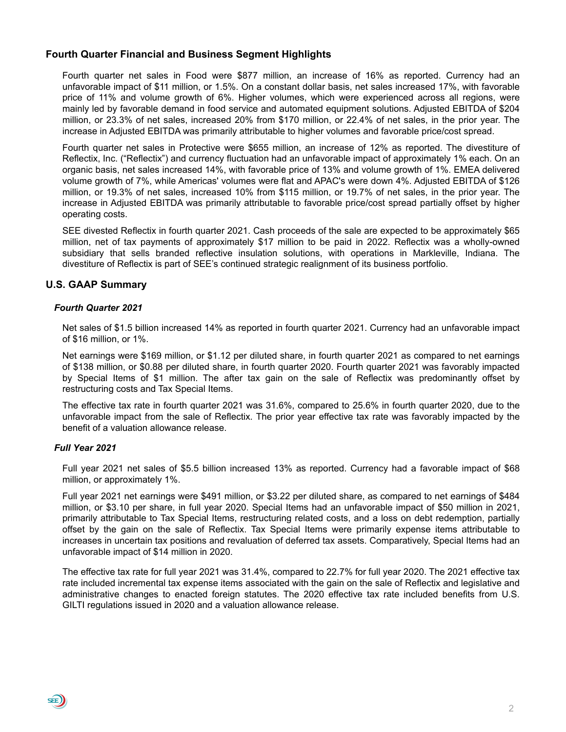## Fourth Quarter Financial and Business Segment Highlights

Fourth quarter net sales in Food were $877 million, an increase of 16% as reported. Currency had an unfavorable impact of $11 million, or 1.5%. On a constant dollar basis, net sales increased 17%, with favorable price of 11% and volume growth of 6%. Higher volumes, which were experienced across all regions, were mainly led by favorable demand in food service and automated equipment solutions. Adjusted EBITDA of $204 million, or 23.3% of net sales, increased 20% from $170 million, or 22.4% of net sales, in the prior year. The increase in Adjusted EBITDA was primarily attributable to higher volumes and favorable price/cost spread.

Fourth quarter net sales in Protective were $655 million, an increase of 12% as reported. The divestiture of Reflectix, Inc. ("Reflectix") and currency fluctuation had an unfavorable impact of approximately 1% each. On an organic basis, net sales increased 14%, with favorable price of 13% and volume growth of 1%. EMEA delivered volume growth of 7%, while Americas' volumes were flat and APAC's were down 4%. Adjusted EBITDA of $126 million, or 19.3% of net sales, increased 10% from $115 million, or 19.7% of net sales, in the prior year. The increase in Adjusted EBITDA was primarily attributable to favorable price/cost spread partially offset by higher operating costs.

SEE divested Reflectix in fourth quarter 2021. Cash proceeds of the sale are expected to be approximately $65 million, net of tax payments of approximately $17 million to be paid in 2022. Reflectix was a wholly-owned subsidiary that sells branded reflective insulation solutions, with operations in Markleville, Indiana. The divestiture of Reflectix is part of SEE's continued strategic realignment of its business portfolio.

## U.S. GAAP Summary

### *Fourth Quarter 2021*

Net sales of $1.5 billion increased 14% as reported in fourth quarter 2021. Currency had an unfavorable impact of $16 million, or 1%.

Net earnings were $169 million, or $1.12 per diluted share, in fourth quarter 2021 as compared to net earnings of $138 million, or $0.88 per diluted share, in fourth quarter 2020. Fourth quarter 2021 was favorably impacted by Special Items of $1 million. The after tax gain on the sale of Reflectix was predominantly offset by restructuring costs and Tax Special Items.

The effective tax rate in fourth quarter 2021 was 31.6%, compared to 25.6% in fourth quarter 2020, due to the unfavorable impact from the sale of Reflectix. The prior year effective tax rate was favorably impacted by the benefit of a valuation allowance release.

### *Full Year 2021*

Full year 2021 net sales of $5.5 billion increased 13% as reported. Currency had a favorable impact of $68 million, or approximately 1%.

Full year 2021 net earnings were $491 million, or $3.22 per diluted share, as compared to net earnings of $484 million, or $3.10 per share, in full year 2020. Special Items had an unfavorable impact of $50 million in 2021, primarily attributable to Tax Special Items, restructuring related costs, and a loss on debt redemption, partially offset by the gain on the sale of Reflectix. Tax Special Items were primarily expense items attributable to increases in uncertain tax positions and revaluation of deferred tax assets. Comparatively, Special Items had an unfavorable impact of $14 million in 2020.

The effective tax rate for full year 2021 was 31.4%, compared to 22.7% for full year 2020. The 2021 effective tax rate included incremental tax expense items associated with the gain on the sale of Reflectix and legislative and administrative changes to enacted foreign statutes. The 2020 effective tax rate included benefits from U.S. GILTI regulations issued in 2020 and a valuation allowance release.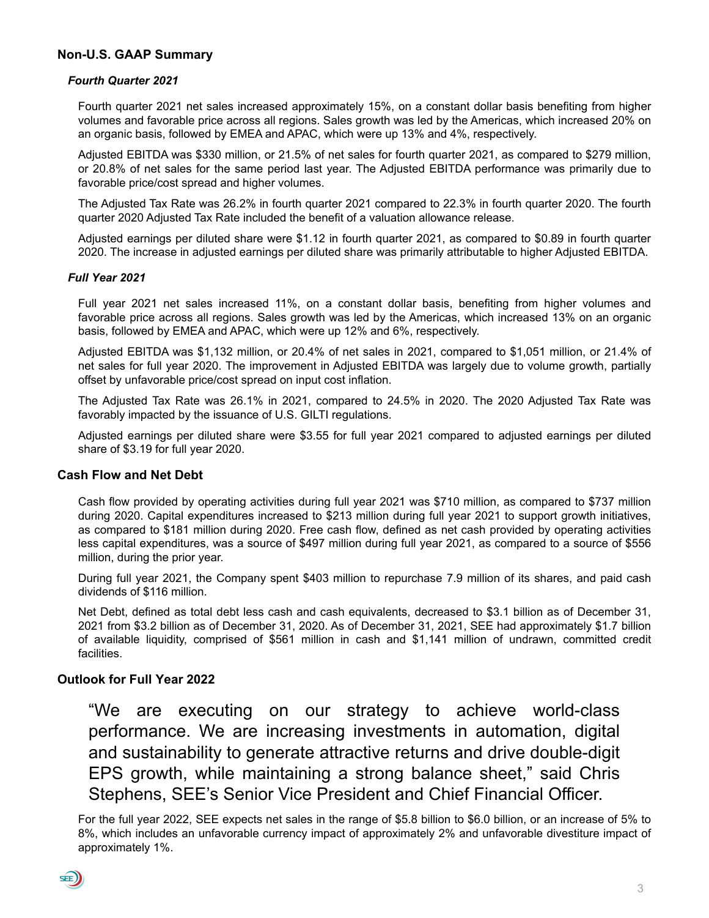## Non-U.S. GAAP Summary

### *Fourth Quarter 2021*

Fourth quarter 2021 net sales increased approximately 15%, on a constant dollar basis benefiting from higher volumes and favorable price across all regions. Sales growth was led by the Americas, which increased 20% on an organic basis, followed by EMEA and APAC, which were up 13% and 4%, respectively.

Adjusted EBITDA was $330 million, or 21.5% of net sales for fourth quarter 2021, as compared to $279 million, or 20.8% of net sales for the same period last year. The Adjusted EBITDA performance was primarily due to favorable price/cost spread and higher volumes.

The Adjusted Tax Rate was 26.2% in fourth quarter 2021 compared to 22.3% in fourth quarter 2020. The fourth quarter 2020 Adjusted Tax Rate included the benefit of a valuation allowance release.

Adjusted earnings per diluted share were $1.12 in fourth quarter 2021, as compared to $0.89 in fourth quarter 2020. The increase in adjusted earnings per diluted share was primarily attributable to higher Adjusted EBITDA.

### *Full Year 2021*

Full year 2021 net sales increased 11%, on a constant dollar basis, benefiting from higher volumes and favorable price across all regions. Sales growth was led by the Americas, which increased 13% on an organic basis, followed by EMEA and APAC, which were up 12% and 6%, respectively.

Adjusted EBITDA was $1,132 million, or 20.4% of net sales in 2021, compared to $1,051 million, or 21.4% of net sales for full year 2020. The improvement in Adjusted EBITDA was largely due to volume growth, partially offset by unfavorable price/cost spread on input cost inflation.

The Adjusted Tax Rate was 26.1% in 2021, compared to 24.5% in 2020. The 2020 Adjusted Tax Rate was favorably impacted by the issuance of U.S. GILTI regulations.

Adjusted earnings per diluted share were $3.55 for full year 2021 compared to adjusted earnings per diluted share of $3.19 for full year 2020.

## Cash Flow and Net Debt

Cash flow provided by operating activities during full year 2021 was $710 million, as compared to $737 million during 2020. Capital expenditures increased to $213 million during full year 2021 to support growth initiatives, as compared to $181 million during 2020. Free cash flow, defined as net cash provided by operating activities less capital expenditures, was a source of $497 million during full year 2021, as compared to a source of $556 million, during the prior year.

During full year 2021, the Company spent $403 million to repurchase 7.9 million of its shares, and paid cash dividends of $116 million.

Net Debt, defined as total debt less cash and cash equivalents, decreased to $3.1 billion as of December 31, 2021 from $3.2 billion as of December 31, 2020. As of December 31, 2021, SEE had approximately $1.7 billion of available liquidity, comprised of $561 million in cash and $1,141 million of undrawn, committed credit facilities.

## Outlook for Full Year 2022

> "We are executing on our strategy to achieve world-class performance. We are increasing investments in automation, digital and sustainability to generate attractive returns and drive double-digit EPS growth, while maintaining a strong balance sheet," said Chris Stephens, SEE's Senior Vice President and Chief Financial Officer.

For the full year 2022, SEE expects net sales in the range of $5.8 billion to $6.0 billion, or an increase of 5% to 8%, which includes an unfavorable currency impact of approximately 2% and unfavorable divestiture impact of approximately 1%.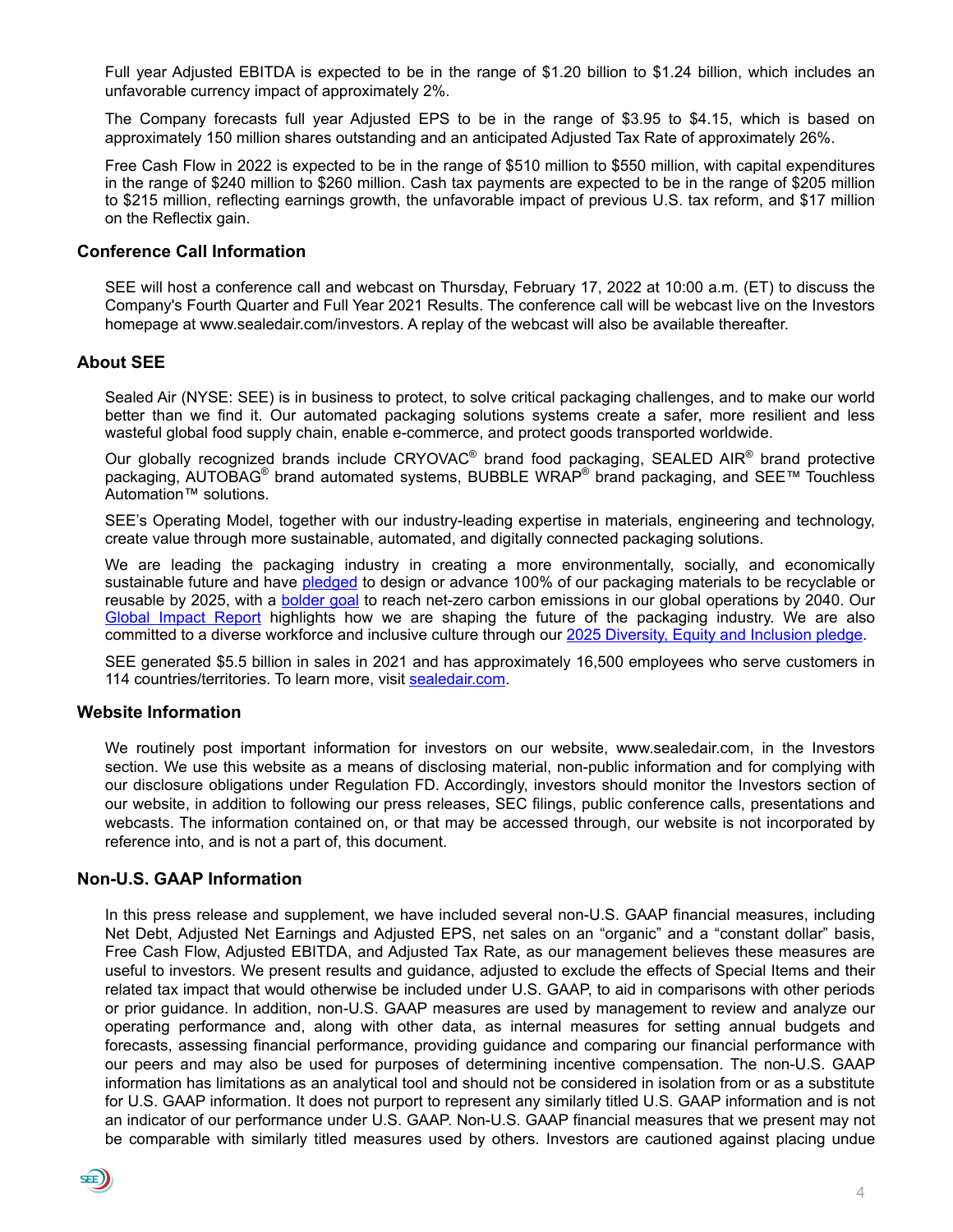Full year Adjusted EBITDA is expected to be in the range of $1.20 billion to $1.24 billion, which includes an unfavorable currency impact of approximately 2%.

The Company forecasts full year Adjusted EPS to be in the range of $3.95 to $4.15, which is based on approximately 150 million shares outstanding and an anticipated Adjusted Tax Rate of approximately 26%.

Free Cash Flow in 2022 is expected to be in the range of $510 million to $550 million, with capital expenditures in the range of $240 million to $260 million. Cash tax payments are expected to be in the range of $205 million to $215 million, reflecting earnings growth, the unfavorable impact of previous U.S. tax reform, and $17 million on the Reflectix gain.

## Conference Call Information

SEE will host a conference call and webcast on Thursday, February 17, 2022 at 10:00 a.m. (ET) to discuss the Company's Fourth Quarter and Full Year 2021 Results. The conference call will be webcast live on the Investors homepage at www.sealedair.com/investors. A replay of the webcast will also be available thereafter.

## About SEE

Sealed Air (NYSE: SEE) is in business to protect, to solve critical packaging challenges, and to make our world better than we find it. Our automated packaging solutions systems create a safer, more resilient and less wasteful global food supply chain, enable e-commerce, and protect goods transported worldwide.

Our globally recognized brands include CRYOVAC® brand food packaging, SEALED AIR® brand protective packaging, AUTOBAG® brand automated systems, BUBBLE WRAP® brand packaging, and SEE™ Touchless Automation™ solutions.

SEE's Operating Model, together with our industry-leading expertise in materials, engineering and technology, create value through more sustainable, automated, and digitally connected packaging solutions.

We are leading the packaging industry in creating a more environmentally, socially, and economically sustainable future and have pledged to design or advance 100% of our packaging materials to be recyclable or reusable by 2025, with a bolder goal to reach net-zero carbon emissions in our global operations by 2040. Our Global Impact Report highlights how we are shaping the future of the packaging industry. We are also committed to a diverse workforce and inclusive culture through our 2025 Diversity, Equity and Inclusion pledge.

SEE generated $5.5 billion in sales in 2021 and has approximately 16,500 employees who serve customers in 114 countries/territories. To learn more, visit sealedair.com.

## Website Information

We routinely post important information for investors on our website, www.sealedair.com, in the Investors section. We use this website as a means of disclosing material, non-public information and for complying with our disclosure obligations under Regulation FD. Accordingly, investors should monitor the Investors section of our website, in addition to following our press releases, SEC filings, public conference calls, presentations and webcasts. The information contained on, or that may be accessed through, our website is not incorporated by reference into, and is not a part of, this document.

## Non-U.S. GAAP Information

In this press release and supplement, we have included several non-U.S. GAAP financial measures, including Net Debt, Adjusted Net Earnings and Adjusted EPS, net sales on an "organic" and a "constant dollar" basis, Free Cash Flow, Adjusted EBITDA, and Adjusted Tax Rate, as our management believes these measures are useful to investors. We present results and guidance, adjusted to exclude the effects of Special Items and their related tax impact that would otherwise be included under U.S. GAAP, to aid in comparisons with other periods or prior guidance. In addition, non-U.S. GAAP measures are used by management to review and analyze our operating performance and, along with other data, as internal measures for setting annual budgets and forecasts, assessing financial performance, providing guidance and comparing our financial performance with our peers and may also be used for purposes of determining incentive compensation. The non-U.S. GAAP information has limitations as an analytical tool and should not be considered in isolation from or as a substitute for U.S. GAAP information. It does not purport to represent any similarly titled U.S. GAAP information and is not an indicator of our performance under U.S. GAAP. Non-U.S. GAAP financial measures that we present may not be comparable with similarly titled measures used by others. Investors are cautioned against placing undue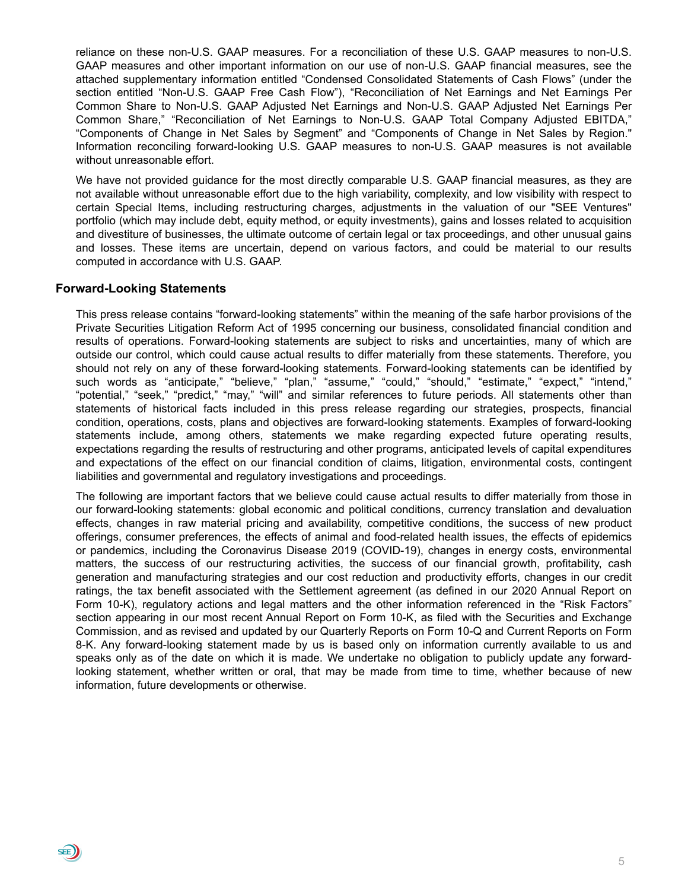reliance on these non-U.S. GAAP measures. For a reconciliation of these U.S. GAAP measures to non-U.S. GAAP measures and other important information on our use of non-U.S. GAAP financial measures, see the attached supplementary information entitled "Condensed Consolidated Statements of Cash Flows" (under the section entitled "Non-U.S. GAAP Free Cash Flow"), "Reconciliation of Net Earnings and Net Earnings Per Common Share to Non-U.S. GAAP Adjusted Net Earnings and Non-U.S. GAAP Adjusted Net Earnings Per Common Share," "Reconciliation of Net Earnings to Non-U.S. GAAP Total Company Adjusted EBITDA," "Components of Change in Net Sales by Segment" and "Components of Change in Net Sales by Region." Information reconciling forward-looking U.S. GAAP measures to non-U.S. GAAP measures is not available without unreasonable effort.

We have not provided guidance for the most directly comparable U.S. GAAP financial measures, as they are not available without unreasonable effort due to the high variability, complexity, and low visibility with respect to certain Special Items, including restructuring charges, adjustments in the valuation of our "SEE Ventures" portfolio (which may include debt, equity method, or equity investments), gains and losses related to acquisition and divestiture of businesses, the ultimate outcome of certain legal or tax proceedings, and other unusual gains and losses. These items are uncertain, depend on various factors, and could be material to our results computed in accordance with U.S. GAAP.

## Forward-Looking Statements

This press release contains "forward-looking statements" within the meaning of the safe harbor provisions of the Private Securities Litigation Reform Act of 1995 concerning our business, consolidated financial condition and results of operations. Forward-looking statements are subject to risks and uncertainties, many of which are outside our control, which could cause actual results to differ materially from these statements. Therefore, you should not rely on any of these forward-looking statements. Forward-looking statements can be identified by such words as "anticipate," "believe," "plan," "assume," "could," "should," "estimate," "expect," "intend," "potential," "seek," "predict," "may," "will" and similar references to future periods. All statements other than statements of historical facts included in this press release regarding our strategies, prospects, financial condition, operations, costs, plans and objectives are forward-looking statements. Examples of forward-looking statements include, among others, statements we make regarding expected future operating results, expectations regarding the results of restructuring and other programs, anticipated levels of capital expenditures and expectations of the effect on our financial condition of claims, litigation, environmental costs, contingent liabilities and governmental and regulatory investigations and proceedings.

The following are important factors that we believe could cause actual results to differ materially from those in our forward-looking statements: global economic and political conditions, currency translation and devaluation effects, changes in raw material pricing and availability, competitive conditions, the success of new product offerings, consumer preferences, the effects of animal and food-related health issues, the effects of epidemics or pandemics, including the Coronavirus Disease 2019 (COVID-19), changes in energy costs, environmental matters, the success of our restructuring activities, the success of our financial growth, profitability, cash generation and manufacturing strategies and our cost reduction and productivity efforts, changes in our credit ratings, the tax benefit associated with the Settlement agreement (as defined in our 2020 Annual Report on Form 10-K), regulatory actions and legal matters and the other information referenced in the "Risk Factors" section appearing in our most recent Annual Report on Form 10-K, as filed with the Securities and Exchange Commission, and as revised and updated by our Quarterly Reports on Form 10-Q and Current Reports on Form 8-K. Any forward-looking statement made by us is based only on information currently available to us and speaks only as of the date on which it is made. We undertake no obligation to publicly update any forward-looking statement, whether written or oral, that may be made from time to time, whether because of new information, future developments or otherwise.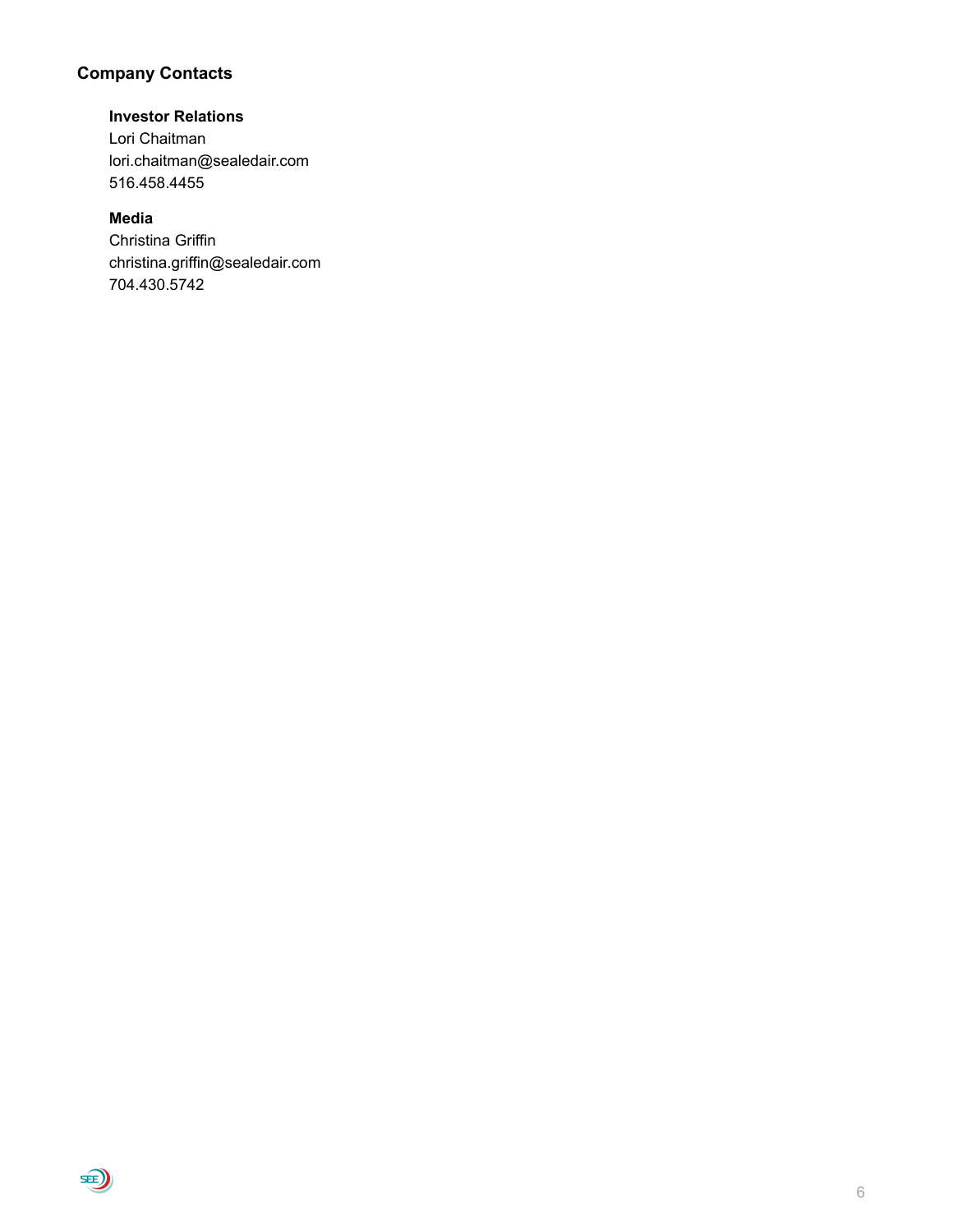## Company Contacts

**Investor Relations**
Lori Chaitman
lori.chaitman@sealedair.com
516.458.4455

**Media**
Christina Griffin
christina.griffin@sealedair.com
704.430.5742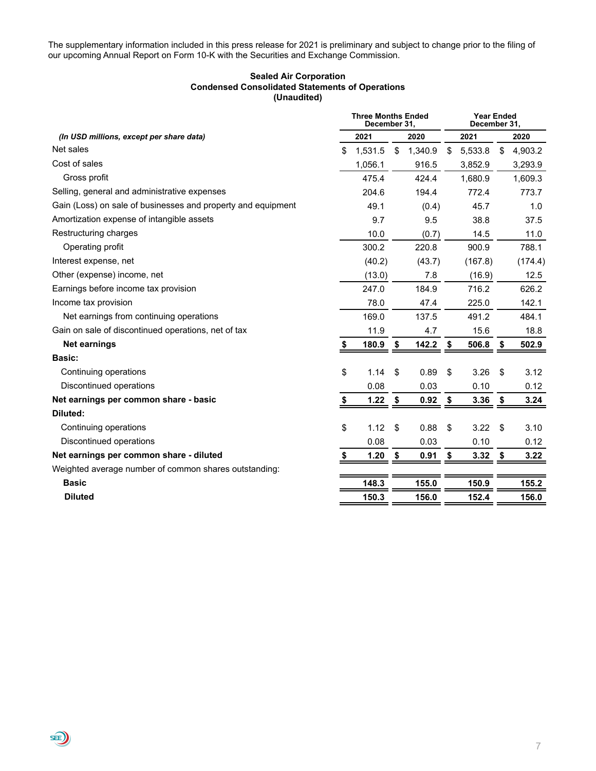The supplementary information included in this press release for 2021 is preliminary and subject to change prior to the filing of our upcoming Annual Report on Form 10-K with the Securities and Exchange Commission.

**Sealed Air Corporation**
**Condensed Consolidated Statements of Operations**
**(Unaudited)**

| | Three Months Ended December 31, | | Year Ended December 31, | |
|---|---|---|---|---|
| *(In USD millions, except per share data)* | 2021 | 2020 | 2021 | 2020 |
| Net sales | $ 1,531.5 | $ 1,340.9 | $ 5,533.8 | $ 4,903.2 |
| Cost of sales | 1,056.1 | 916.5 | 3,852.9 | 3,293.9 |
| Gross profit | 475.4 | 424.4 | 1,680.9 | 1,609.3 |
| Selling, general and administrative expenses | 204.6 | 194.4 | 772.4 | 773.7 |
| Gain (Loss) on sale of businesses and property and equipment | 49.1 | (0.4) | 45.7 | 1.0 |
| Amortization expense of intangible assets | 9.7 | 9.5 | 38.8 | 37.5 |
| Restructuring charges | 10.0 | (0.7) | 14.5 | 11.0 |
| Operating profit | 300.2 | 220.8 | 900.9 | 788.1 |
| Interest expense, net | (40.2) | (43.7) | (167.8) | (174.4) |
| Other (expense) income, net | (13.0) | 7.8 | (16.9) | 12.5 |
| Earnings before income tax provision | 247.0 | 184.9 | 716.2 | 626.2 |
| Income tax provision | 78.0 | 47.4 | 225.0 | 142.1 |
| Net earnings from continuing operations | 169.0 | 137.5 | 491.2 | 484.1 |
| Gain on sale of discontinued operations, net of tax | 11.9 | 4.7 | 15.6 | 18.8 |
| **Net earnings** | **$ 180.9** | **$ 142.2** | **$ 506.8** | **$ 502.9** |
| **Basic:** | | | | |
| Continuing operations | $ 1.14 | $ 0.89 | $ 3.26 | $ 3.12 |
| Discontinued operations | 0.08 | 0.03 | 0.10 | 0.12 |
| **Net earnings per common share - basic** | **$ 1.22** | **$ 0.92** | **$ 3.36** | **$ 3.24** |
| **Diluted:** | | | | |
| Continuing operations | $ 1.12 | $ 0.88 | $ 3.22 | $ 3.10 |
| Discontinued operations | 0.08 | 0.03 | 0.10 | 0.12 |
| **Net earnings per common share - diluted** | **$ 1.20** | **$ 0.91** | **$ 3.32** | **$ 3.22** |
| Weighted average number of common shares outstanding: | | | | |
| **Basic** | **148.3** | **155.0** | **150.9** | **155.2** |
| **Diluted** | **150.3** | **156.0** | **152.4** | **156.0** |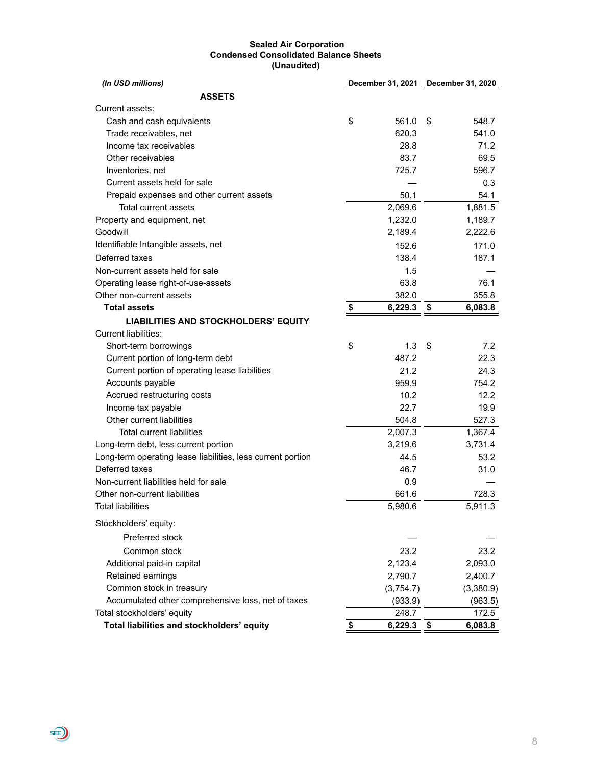**Sealed Air Corporation**
**Condensed Consolidated Balance Sheets**
**(Unaudited)**

| *(In USD millions)* | December 31, 2021 | December 31, 2020 |
|---|---|---|
| **ASSETS** | | |
| Current assets: | | |
| Cash and cash equivalents | $ 561.0 | $ 548.7 |
| Trade receivables, net | 620.3 | 541.0 |
| Income tax receivables | 28.8 | 71.2 |
| Other receivables | 83.7 | 69.5 |
| Inventories, net | 725.7 | 596.7 |
| Current assets held for sale | — | 0.3 |
| Prepaid expenses and other current assets | 50.1 | 54.1 |
| Total current assets | 2,069.6 | 1,881.5 |
| Property and equipment, net | 1,232.0 | 1,189.7 |
| Goodwill | 2,189.4 | 2,222.6 |
| Identifiable Intangible assets, net | 152.6 | 171.0 |
| Deferred taxes | 138.4 | 187.1 |
| Non-current assets held for sale | 1.5 | — |
| Operating lease right-of-use-assets | 63.8 | 76.1 |
| Other non-current assets | 382.0 | 355.8 |
| **Total assets** | **$ 6,229.3** | **$ 6,083.8** |
| **LIABILITIES AND STOCKHOLDERS' EQUITY** | | |
| Current liabilities: | | |
| Short-term borrowings | $ 1.3 | $ 7.2 |
| Current portion of long-term debt | 487.2 | 22.3 |
| Current portion of operating lease liabilities | 21.2 | 24.3 |
| Accounts payable | 959.9 | 754.2 |
| Accrued restructuring costs | 10.2 | 12.2 |
| Income tax payable | 22.7 | 19.9 |
| Other current liabilities | 504.8 | 527.3 |
| Total current liabilities | 2,007.3 | 1,367.4 |
| Long-term debt, less current portion | 3,219.6 | 3,731.4 |
| Long-term operating lease liabilities, less current portion | 44.5 | 53.2 |
| Deferred taxes | 46.7 | 31.0 |
| Non-current liabilities held for sale | 0.9 | — |
| Other non-current liabilities | 661.6 | 728.3 |
| Total liabilities | 5,980.6 | 5,911.3 |
| Stockholders' equity: | | |
| Preferred stock | — | — |
| Common stock | 23.2 | 23.2 |
| Additional paid-in capital | 2,123.4 | 2,093.0 |
| Retained earnings | 2,790.7 | 2,400.7 |
| Common stock in treasury | (3,754.7) | (3,380.9) |
| Accumulated other comprehensive loss, net of taxes | (933.9) | (963.5) |
| Total stockholders' equity | 248.7 | 172.5 |
| **Total liabilities and stockholders' equity** | **$ 6,229.3** | **$ 6,083.8** |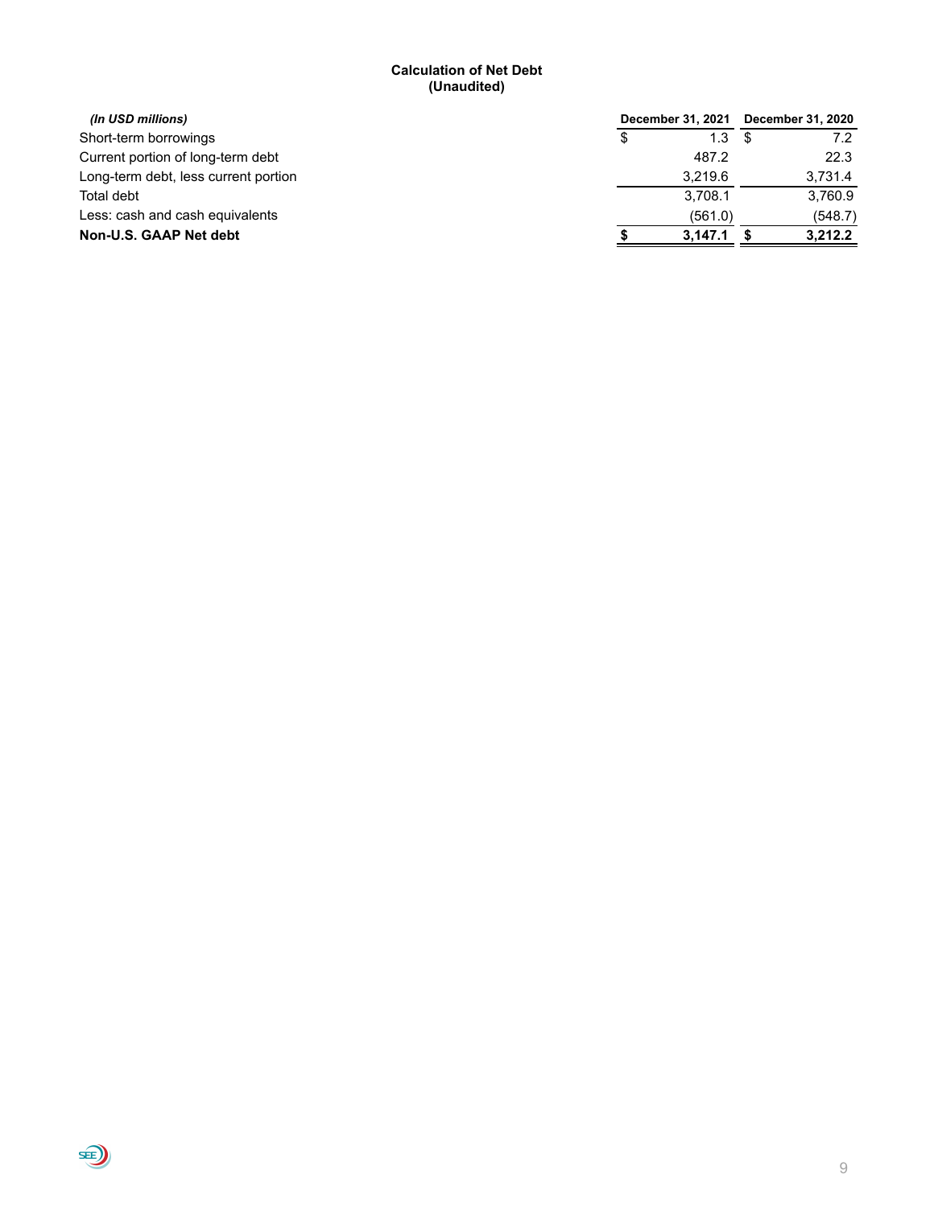**Calculation of Net Debt**
**(Unaudited)**

| *(In USD millions)* | December 31, 2021 | December 31, 2020 |
|---|---|---|
| Short-term borrowings | $ 1.3 | $ 7.2 |
| Current portion of long-term debt | 487.2 | 22.3 |
| Long-term debt, less current portion | 3,219.6 | 3,731.4 |
| Total debt | 3,708.1 | 3,760.9 |
| Less: cash and cash equivalents | (561.0) | (548.7) |
| **Non-U.S. GAAP Net debt** | **$ 3,147.1** | **$ 3,212.2** |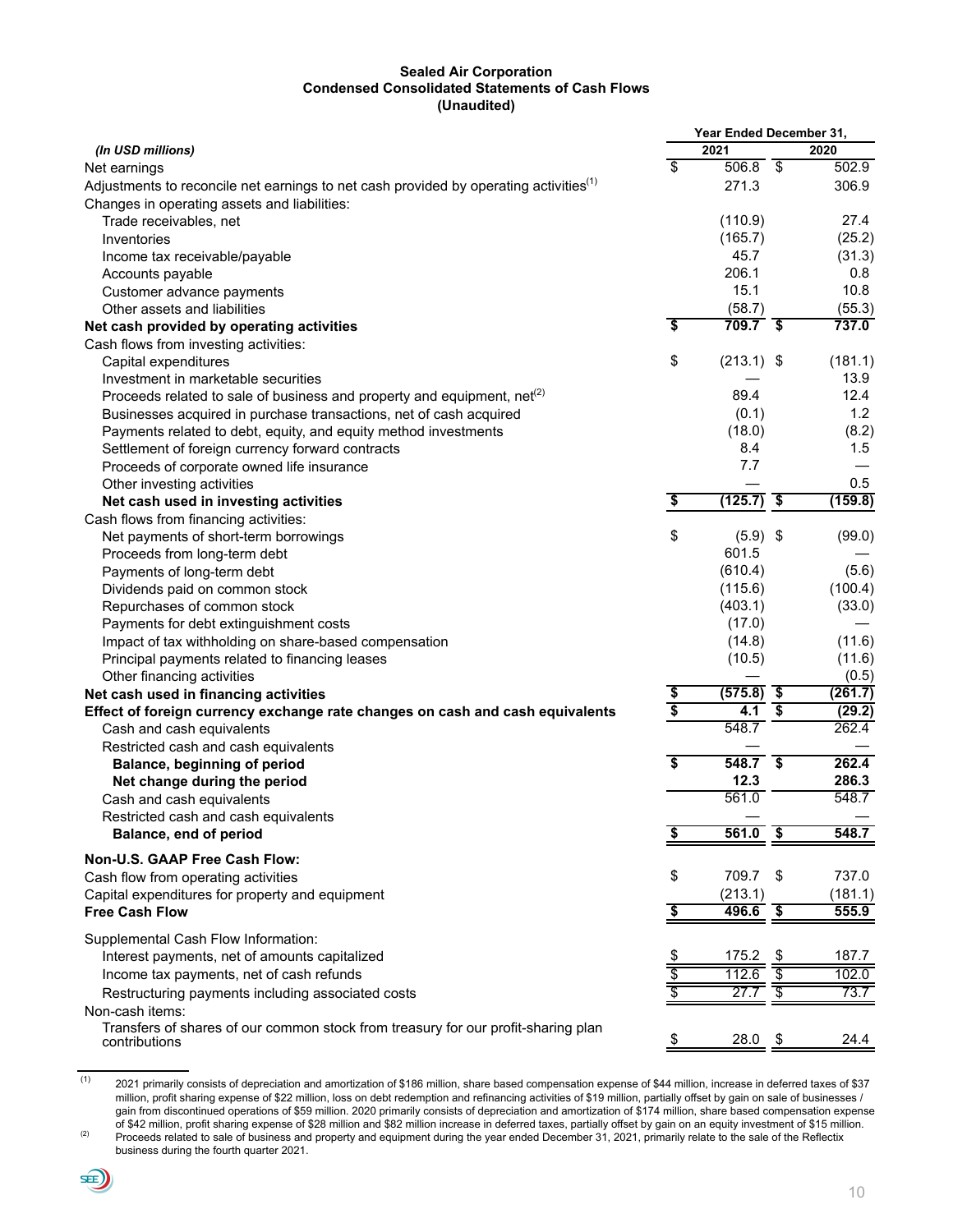**Sealed Air Corporation**
**Condensed Consolidated Statements of Cash Flows**
**(Unaudited)**

| *(In USD millions)* | Year Ended December 31, 2021 | 2020 |
|---|---|---|
| Net earnings | $ 506.8 | $ 502.9 |
| Adjustments to reconcile net earnings to net cash provided by operating activities[1] | 271.3 | 306.9 |
| Changes in operating assets and liabilities: | | |
| Trade receivables, net | (110.9) | 27.4 |
| Inventories | (165.7) | (25.2) |
| Income tax receivable/payable | 45.7 | (31.3) |
| Accounts payable | 206.1 | 0.8 |
| Customer advance payments | 15.1 | 10.8 |
| Other assets and liabilities | (58.7) | (55.3) |
| **Net cash provided by operating activities** | **$ 709.7** | **$ 737.0** |
| Cash flows from investing activities: | | |
| Capital expenditures | $ (213.1) | $ (181.1) |
| Investment in marketable securities | — | 13.9 |
| Proceeds related to sale of business and property and equipment, net[2] | 89.4 | 12.4 |
| Businesses acquired in purchase transactions, net of cash acquired | (0.1) | 1.2 |
| Payments related to debt, equity, and equity method investments | (18.0) | (8.2) |
| Settlement of foreign currency forward contracts | 8.4 | 1.5 |
| Proceeds of corporate owned life insurance | 7.7 | — |
| Other investing activities | — | 0.5 |
| **Net cash used in investing activities** | **$ (125.7)** | **$ (159.8)** |
| Cash flows from financing activities: | | |
| Net payments of short-term borrowings | $ (5.9) | $ (99.0) |
| Proceeds from long-term debt | 601.5 | — |
| Payments of long-term debt | (610.4) | (5.6) |
| Dividends paid on common stock | (115.6) | (100.4) |
| Repurchases of common stock | (403.1) | (33.0) |
| Payments for debt extinguishment costs | (17.0) | — |
| Impact of tax withholding on share-based compensation | (14.8) | (11.6) |
| Principal payments related to financing leases | (10.5) | (11.6) |
| Other financing activities | — | (0.5) |
| **Net cash used in financing activities** | **$ (575.8)** | **$ (261.7)** |
| **Effect of foreign currency exchange rate changes on cash and cash equivalents** | **$ 4.1** | **$ (29.2)** |
| Cash and cash equivalents | 548.7 | 262.4 |
| Restricted cash and cash equivalents | — | — |
| **Balance, beginning of period** | **$ 548.7** | **$ 262.4** |
| **Net change during the period** | **12.3** | **286.3** |
| Cash and cash equivalents | 561.0 | 548.7 |
| Restricted cash and cash equivalents | — | — |
| **Balance, end of period** | **$ 561.0** | **$ 548.7** |
| **Non-U.S. GAAP Free Cash Flow:** | | |
| Cash flow from operating activities | $ 709.7 | $ 737.0 |
| Capital expenditures for property and equipment | (213.1) | (181.1) |
| **Free Cash Flow** | **$ 496.6** | **$ 555.9** |
| Supplemental Cash Flow Information: | | |
| Interest payments, net of amounts capitalized | $ 175.2 | $ 187.7 |
| Income tax payments, net of cash refunds | $ 112.6 | $ 102.0 |
| Restructuring payments including associated costs | $ 27.7 | $ 73.7 |
| Non-cash items: | | |
| Transfers of shares of our common stock from treasury for our profit-sharing plan contributions | $ 28.0 | $ 24.4 |

(1) 2021 primarily consists of depreciation and amortization of $186 million, share based compensation expense of $44 million, increase in deferred taxes of $37 million, profit sharing expense of $22 million, loss on debt redemption and refinancing activities of $19 million, partially offset by gain on sale of businesses / gain from discontinued operations of $59 million. 2020 primarily consists of depreciation and amortization of $174 million, share based compensation expense of $42 million, profit sharing expense of $28 million and $82 million increase in deferred taxes, partially offset by gain on an equity investment of $15 million.

(2) Proceeds related to sale of business and property and equipment during the year ended December 31, 2021, primarily relate to the sale of the Reflectix business during the fourth quarter 2021.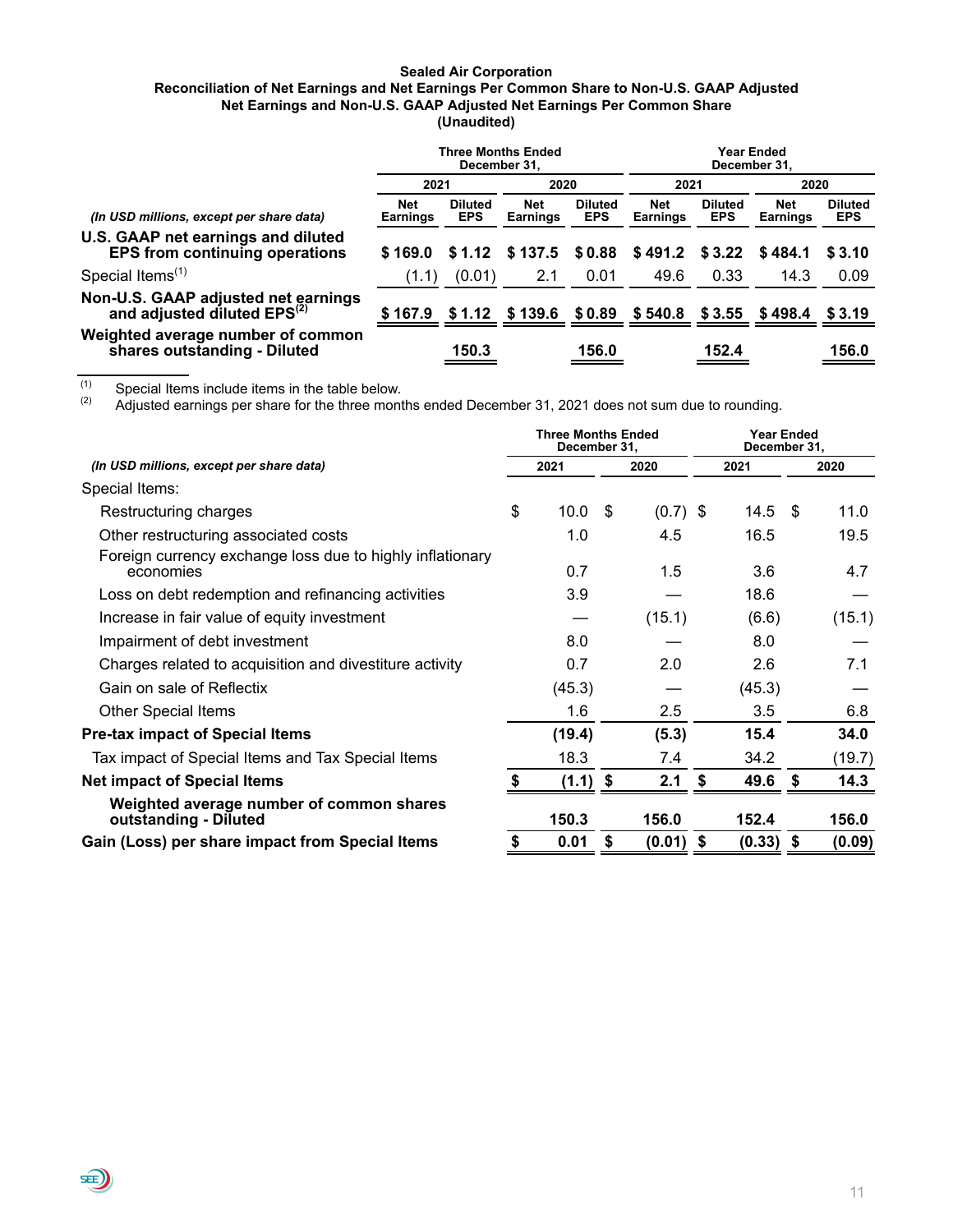**Sealed Air Corporation**
**Reconciliation of Net Earnings and Net Earnings Per Common Share to Non-U.S. GAAP Adjusted Net Earnings and Non-U.S. GAAP Adjusted Net Earnings Per Common Share**
**(Unaudited)**

| | Three Months Ended December 31, | | | | Year Ended December 31, | | | |
|---|---|---|---|---|---|---|---|---|
| | 2021 | | 2020 | | 2021 | | 2020 | |
| *(In USD millions, except per share data)* | Net Earnings | Diluted EPS | Net Earnings | Diluted EPS | Net Earnings | Diluted EPS | Net Earnings | Diluted EPS |
| **U.S. GAAP net earnings and diluted EPS from continuing operations** | **$ 169.0** | **$ 1.12** | **$ 137.5** | **$ 0.88** | **$ 491.2** | **$ 3.22** | **$ 484.1** | **$ 3.10** |
| Special Items[(1)] | (1.1) | (0.01) | 2.1 | 0.01 | 49.6 | 0.33 | 14.3 | 0.09 |
| **Non-U.S. GAAP adjusted net earnings and adjusted diluted EPS[(2)]** | **$ 167.9** | **$ 1.12** | **$ 139.6** | **$ 0.89** | **$ 540.8** | **$ 3.55** | **$ 498.4** | **$ 3.19** |
| **Weighted average number of common shares outstanding - Diluted** | | **150.3** | | **156.0** | | **152.4** | | **156.0** |

(1) Special Items include items in the table below.
(2) Adjusted earnings per share for the three months ended December 31, 2021 does not sum due to rounding.

| | Three Months Ended December 31, | | Year Ended December 31, | |
|---|---|---|---|---|
| *(In USD millions, except per share data)* | 2021 | 2020 | 2021 | 2020 |
| Special Items: | | | | |
| Restructuring charges | $ 10.0 | $ (0.7) | $ 14.5 | $ 11.0 |
| Other restructuring associated costs | 1.0 | 4.5 | 16.5 | 19.5 |
| Foreign currency exchange loss due to highly inflationary economies | 0.7 | 1.5 | 3.6 | 4.7 |
| Loss on debt redemption and refinancing activities | 3.9 | — | 18.6 | — |
| Increase in fair value of equity investment | — | (15.1) | (6.6) | (15.1) |
| Impairment of debt investment | 8.0 | — | 8.0 | — |
| Charges related to acquisition and divestiture activity | 0.7 | 2.0 | 2.6 | 7.1 |
| Gain on sale of Reflectix | (45.3) | — | (45.3) | — |
| Other Special Items | 1.6 | 2.5 | 3.5 | 6.8 |
| **Pre-tax impact of Special Items** | **(19.4)** | **(5.3)** | **15.4** | **34.0** |
| Tax impact of Special Items and Tax Special Items | 18.3 | 7.4 | 34.2 | (19.7) |
| **Net impact of Special Items** | **$ (1.1)** | **$ 2.1** | **$ 49.6** | **$ 14.3** |
| **Weighted average number of common shares outstanding - Diluted** | **150.3** | **156.0** | **152.4** | **156.0** |
| **Gain (Loss) per share impact from Special Items** | **$ 0.01** | **$ (0.01)** | **$ (0.33)** | **$ (0.09)** |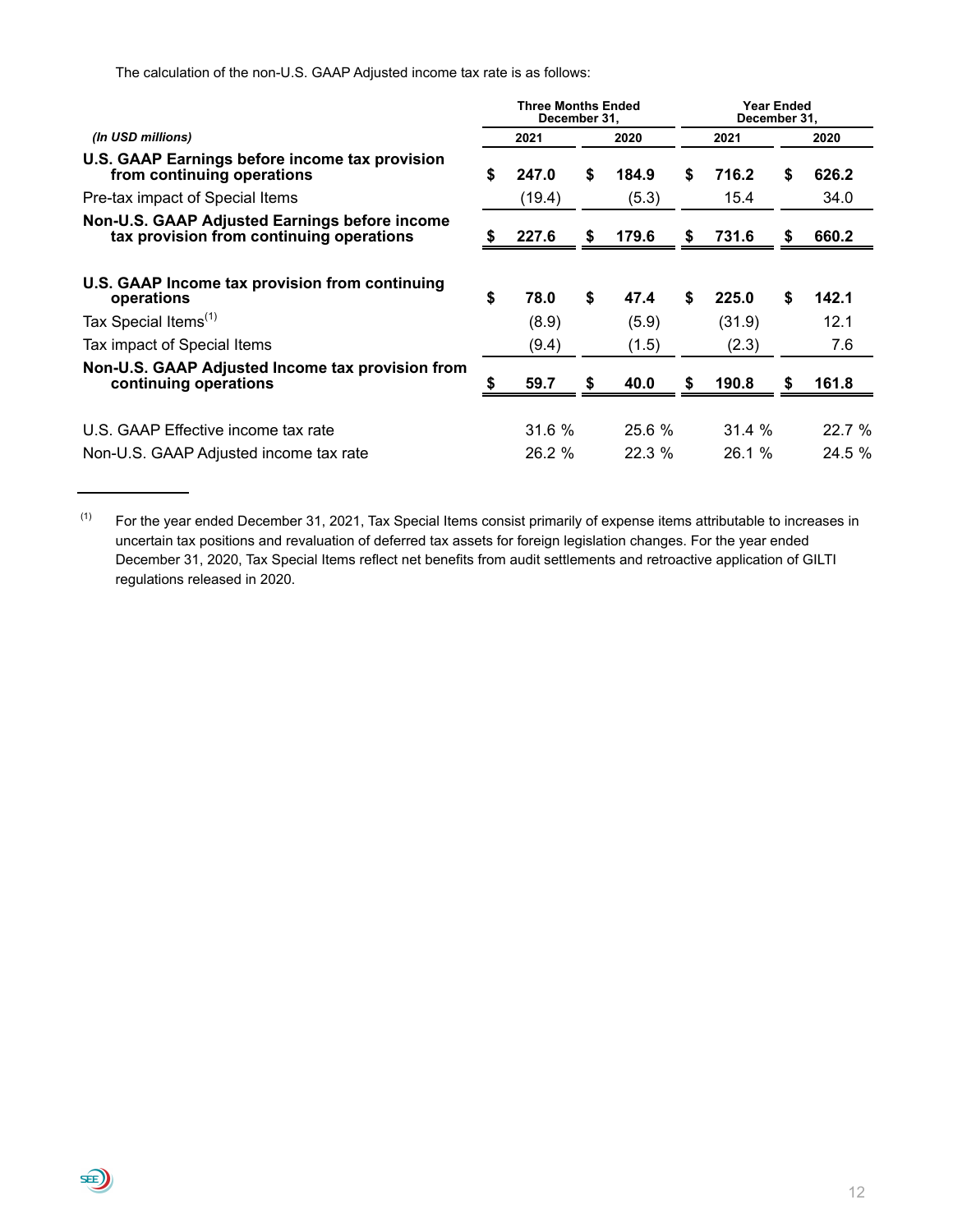The calculation of the non-U.S. GAAP Adjusted income tax rate is as follows:

| | Three Months Ended December 31, | | Year Ended December 31, | |
|---|---|---|---|---|
| *(In USD millions)* | 2021 | 2020 | 2021 | 2020 |
| **U.S. GAAP Earnings before income tax provision from continuing operations** | **$ 247.0** | **$ 184.9** | **$ 716.2** | **$ 626.2** |
| Pre-tax impact of Special Items | (19.4) | (5.3) | 15.4 | 34.0 |
| **Non-U.S. GAAP Adjusted Earnings before income tax provision from continuing operations** | **$ 227.6** | **$ 179.6** | **$ 731.6** | **$ 660.2** |
| | | | | |
| **U.S. GAAP Income tax provision from continuing operations** | **$ 78.0** | **$ 47.4** | **$ 225.0** | **$ 142.1** |
| Tax Special Items[(1)] | (8.9) | (5.9) | (31.9) | 12.1 |
| Tax impact of Special Items | (9.4) | (1.5) | (2.3) | 7.6 |
| **Non-U.S. GAAP Adjusted Income tax provision from continuing operations** | **$ 59.7** | **$ 40.0** | **$ 190.8** | **$ 161.8** |
| | | | | |
| U.S. GAAP Effective income tax rate | 31.6 % | 25.6 % | 31.4 % | 22.7 % |
| Non-U.S. GAAP Adjusted income tax rate | 26.2 % | 22.3 % | 26.1 % | 24.5 % |

---

(1) For the year ended December 31, 2021, Tax Special Items consist primarily of expense items attributable to increases in uncertain tax positions and revaluation of deferred tax assets for foreign legislation changes. For the year ended December 31, 2020, Tax Special Items reflect net benefits from audit settlements and retroactive application of GILTI regulations released in 2020.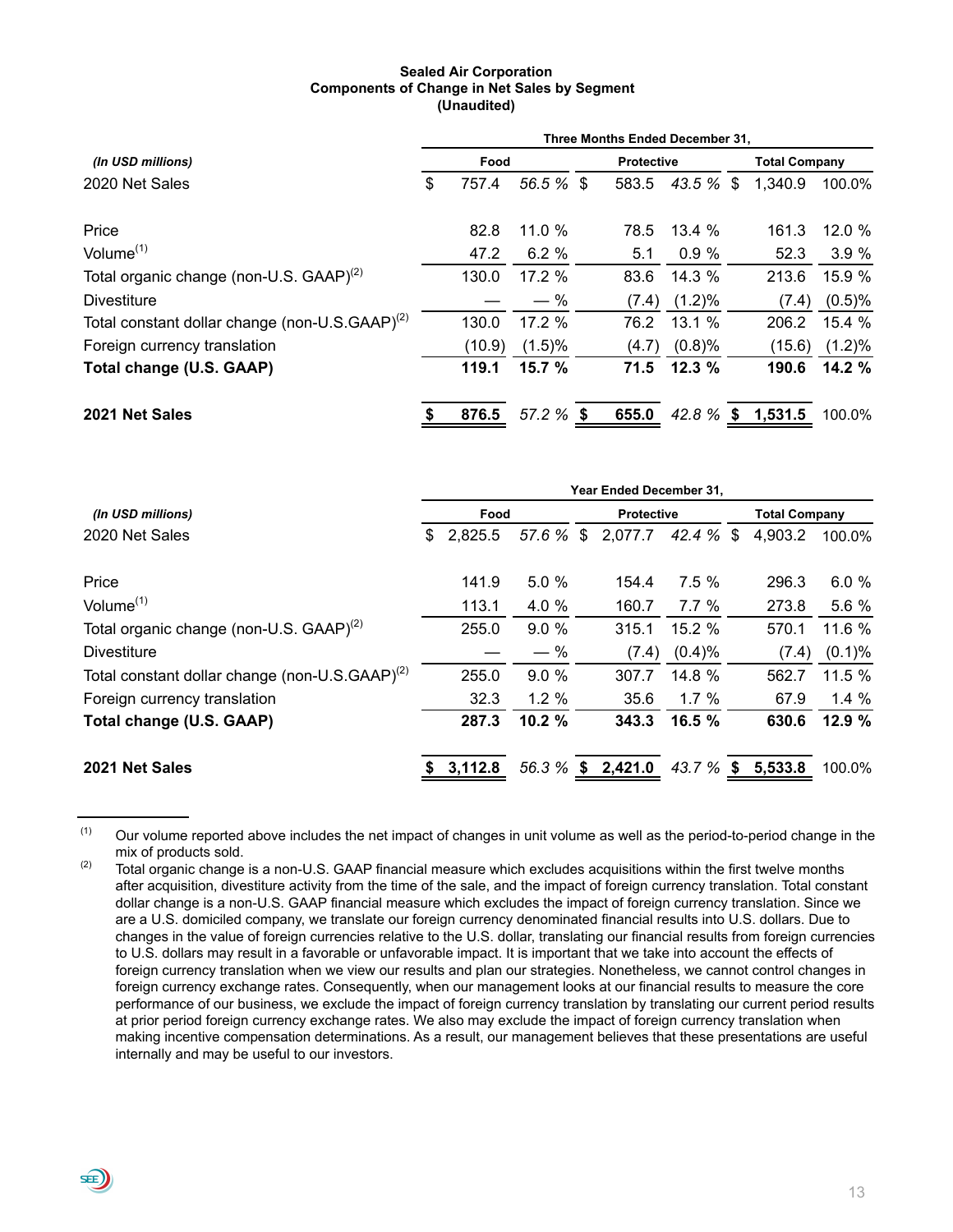**Sealed Air Corporation**
**Components of Change in Net Sales by Segment**
**(Unaudited)**

| *(In USD millions)* | Three Months Ended December 31, | | | | | |
|---|---|---|---|---|---|---|
| | **Food** | | **Protective** | | **Total Company** | |
| 2020 Net Sales | $ 757.4 | *56.5 %* | $ 583.5 | *43.5 %* | $ 1,340.9 | 100.0% |
| Price | 82.8 | 11.0 % | 78.5 | 13.4 % | 161.3 | 12.0 % |
| Volume[1] | 47.2 | 6.2 % | 5.1 | 0.9 % | 52.3 | 3.9 % |
| Total organic change (non-U.S. GAAP)[2] | 130.0 | 17.2 % | 83.6 | 14.3 % | 213.6 | 15.9 % |
| Divestiture | — | — % | (7.4) | (1.2)% | (7.4) | (0.5)% |
| Total constant dollar change (non-U.S.GAAP)[2] | 130.0 | 17.2 % | 76.2 | 13.1 % | 206.2 | 15.4 % |
| Foreign currency translation | (10.9) | (1.5)% | (4.7) | (0.8)% | (15.6) | (1.2)% |
| **Total change (U.S. GAAP)** | **119.1** | **15.7 %** | **71.5** | **12.3 %** | **190.6** | **14.2 %** |
| **2021 Net Sales** | **$ 876.5** | *57.2 %* | **$ 655.0** | *42.8 %* | **$ 1,531.5** | 100.0% |

| *(In USD millions)* | Year Ended December 31, | | | | | |
|---|---|---|---|---|---|---|
| | **Food** | | **Protective** | | **Total Company** | |
| 2020 Net Sales | $ 2,825.5 | *57.6 %* | $ 2,077.7 | *42.4 %* | $ 4,903.2 | 100.0% |
| Price | 141.9 | 5.0 % | 154.4 | 7.5 % | 296.3 | 6.0 % |
| Volume[1] | 113.1 | 4.0 % | 160.7 | 7.7 % | 273.8 | 5.6 % |
| Total organic change (non-U.S. GAAP)[2] | 255.0 | 9.0 % | 315.1 | 15.2 % | 570.1 | 11.6 % |
| Divestiture | — | — % | (7.4) | (0.4)% | (7.4) | (0.1)% |
| Total constant dollar change (non-U.S.GAAP)[2] | 255.0 | 9.0 % | 307.7 | 14.8 % | 562.7 | 11.5 % |
| Foreign currency translation | 32.3 | 1.2 % | 35.6 | 1.7 % | 67.9 | 1.4 % |
| **Total change (U.S. GAAP)** | **287.3** | **10.2 %** | **343.3** | **16.5 %** | **630.6** | **12.9 %** |
| **2021 Net Sales** | **$ 3,112.8** | *56.3 %* | **$ 2,421.0** | *43.7 %* | **$ 5,533.8** | 100.0% |

(1) Our volume reported above includes the net impact of changes in unit volume as well as the period-to-period change in the mix of products sold.

(2) Total organic change is a non-U.S. GAAP financial measure which excludes acquisitions within the first twelve months after acquisition, divestiture activity from the time of the sale, and the impact of foreign currency translation. Total constant dollar change is a non-U.S. GAAP financial measure which excludes the impact of foreign currency translation. Since we are a U.S. domiciled company, we translate our foreign currency denominated financial results into U.S. dollars. Due to changes in the value of foreign currencies relative to the U.S. dollar, translating our financial results from foreign currencies to U.S. dollars may result in a favorable or unfavorable impact. It is important that we take into account the effects of foreign currency translation when we view our results and plan our strategies. Nonetheless, we cannot control changes in foreign currency exchange rates. Consequently, when our management looks at our financial results to measure the core performance of our business, we exclude the impact of foreign currency translation by translating our current period results at prior period foreign currency exchange rates. We also may exclude the impact of foreign currency translation when making incentive compensation determinations. As a result, our management believes that these presentations are useful internally and may be useful to our investors.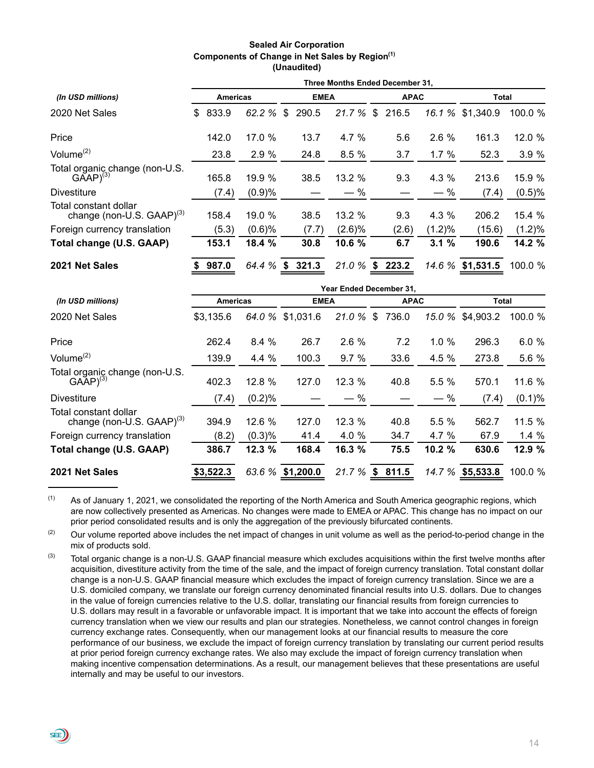**Sealed Air Corporation**
**Components of Change in Net Sales by Region[1]**
**(Unaudited)**

| | Three Months Ended December 31, | | | | | | | |
|---|---|---|---|---|---|---|---|---|
| *(In USD millions)* | **Americas** | | **EMEA** | | **APAC** | | **Total** | |
| 2020 Net Sales | $ 833.9 | *62.2 %* | $ 290.5 | *21.7 %* | $ 216.5 | *16.1 %* | $1,340.9 | 100.0 % |
| Price | 142.0 | 17.0 % | 13.7 | 4.7 % | 5.6 | 2.6 % | 161.3 | 12.0 % |
| Volume[2] | 23.8 | 2.9 % | 24.8 | 8.5 % | 3.7 | 1.7 % | 52.3 | 3.9 % |
| Total organic change (non-U.S. GAAP)[3] | 165.8 | 19.9 % | 38.5 | 13.2 % | 9.3 | 4.3 % | 213.6 | 15.9 % |
| Divestiture | (7.4) | (0.9)% | — | — % | — | — % | (7.4) | (0.5)% |
| Total constant dollar change (non-U.S. GAAP)[3] | 158.4 | 19.0 % | 38.5 | 13.2 % | 9.3 | 4.3 % | 206.2 | 15.4 % |
| Foreign currency translation | (5.3) | (0.6)% | (7.7) | (2.6)% | (2.6) | (1.2)% | (15.6) | (1.2)% |
| **Total change (U.S. GAAP)** | **153.1** | **18.4 %** | **30.8** | **10.6 %** | **6.7** | **3.1 %** | **190.6** | **14.2 %** |
| **2021 Net Sales** | **$ 987.0** | *64.4 %* | **$ 321.3** | *21.0 %* | **$ 223.2** | *14.6 %* | **$1,531.5** | 100.0 % |

| | Year Ended December 31, | | | | | | | |
|---|---|---|---|---|---|---|---|---|
| *(In USD millions)* | **Americas** | | **EMEA** | | **APAC** | | **Total** | |
| 2020 Net Sales | $3,135.6 | *64.0 %* | $1,031.6 | *21.0 %* | $ 736.0 | *15.0 %* | $4,903.2 | 100.0 % |
| Price | 262.4 | 8.4 % | 26.7 | 2.6 % | 7.2 | 1.0 % | 296.3 | 6.0 % |
| Volume[2] | 139.9 | 4.4 % | 100.3 | 9.7 % | 33.6 | 4.5 % | 273.8 | 5.6 % |
| Total organic change (non-U.S. GAAP)[3] | 402.3 | 12.8 % | 127.0 | 12.3 % | 40.8 | 5.5 % | 570.1 | 11.6 % |
| Divestiture | (7.4) | (0.2)% | — | — % | — | — % | (7.4) | (0.1)% |
| Total constant dollar change (non-U.S. GAAP)[3] | 394.9 | 12.6 % | 127.0 | 12.3 % | 40.8 | 5.5 % | 562.7 | 11.5 % |
| Foreign currency translation | (8.2) | (0.3)% | 41.4 | 4.0 % | 34.7 | 4.7 % | 67.9 | 1.4 % |
| **Total change (U.S. GAAP)** | **386.7** | **12.3 %** | **168.4** | **16.3 %** | **75.5** | **10.2 %** | **630.6** | **12.9 %** |
| **2021 Net Sales** | **$3,522.3** | *63.6 %* | **$1,200.0** | *21.7 %* | **$ 811.5** | *14.7 %* | **$5,533.8** | 100.0 % |

(1) As of January 1, 2021, we consolidated the reporting of the North America and South America geographic regions, which are now collectively presented as Americas. No changes were made to EMEA or APAC. This change has no impact on our prior period consolidated results and is only the aggregation of the previously bifurcated continents.

(2) Our volume reported above includes the net impact of changes in unit volume as well as the period-to-period change in the mix of products sold.

(3) Total organic change is a non-U.S. GAAP financial measure which excludes acquisitions within the first twelve months after acquisition, divestiture activity from the time of the sale, and the impact of foreign currency translation. Total constant dollar change is a non-U.S. GAAP financial measure which excludes the impact of foreign currency translation. Since we are a U.S. domiciled company, we translate our foreign currency denominated financial results into U.S. dollars. Due to changes in the value of foreign currencies relative to the U.S. dollar, translating our financial results from foreign currencies to U.S. dollars may result in a favorable or unfavorable impact. It is important that we take into account the effects of foreign currency translation when we view our results and plan our strategies. Nonetheless, we cannot control changes in foreign currency exchange rates. Consequently, when our management looks at our financial results to measure the core performance of our business, we exclude the impact of foreign currency translation by translating our current period results at prior period foreign currency exchange rates. We also may exclude the impact of foreign currency translation when making incentive compensation determinations. As a result, our management believes that these presentations are useful internally and may be useful to our investors.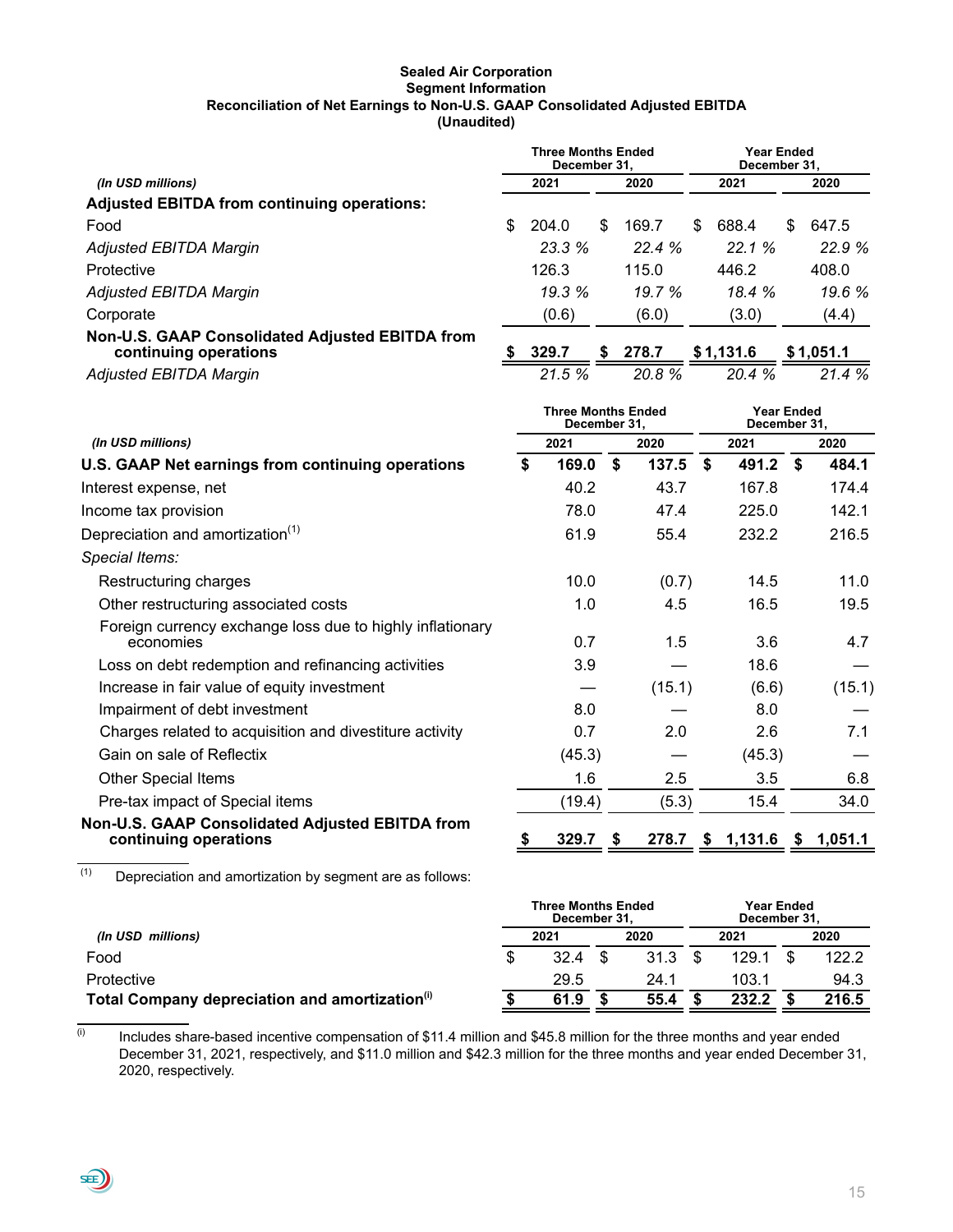**Sealed Air Corporation**
**Segment Information**
**Reconciliation of Net Earnings to Non-U.S. GAAP Consolidated Adjusted EBITDA**
**(Unaudited)**

| | Three Months Ended December 31, | | Year Ended December 31, | |
|---|---|---|---|---|
| *(In USD millions)* | 2021 | 2020 | 2021 | 2020 |
| **Adjusted EBITDA from continuing operations:** | | | | |
| Food | $ 204.0 | $ 169.7 | $ 688.4 | $ 647.5 |
| *Adjusted EBITDA Margin* | *23.3 %* | *22.4 %* | *22.1 %* | *22.9 %* |
| Protective | 126.3 | 115.0 | 446.2 | 408.0 |
| *Adjusted EBITDA Margin* | *19.3 %* | *19.7 %* | *18.4 %* | *19.6 %* |
| Corporate | (0.6) | (6.0) | (3.0) | (4.4) |
| **Non-U.S. GAAP Consolidated Adjusted EBITDA from continuing operations** | **$ 329.7** | **$ 278.7** | **$ 1,131.6** | **$ 1,051.1** |
| *Adjusted EBITDA Margin* | *21.5 %* | *20.8 %* | *20.4 %* | *21.4 %* |

| | Three Months Ended December 31, | | Year Ended December 31, | |
|---|---|---|---|---|
| *(In USD millions)* | 2021 | 2020 | 2021 | 2020 |
| **U.S. GAAP Net earnings from continuing operations** | **$ 169.0** | **$ 137.5** | **$ 491.2** | **$ 484.1** |
| Interest expense, net | 40.2 | 43.7 | 167.8 | 174.4 |
| Income tax provision | 78.0 | 47.4 | 225.0 | 142.1 |
| Depreciation and amortization[(1)] | 61.9 | 55.4 | 232.2 | 216.5 |
| *Special Items:* | | | | |
| Restructuring charges | 10.0 | (0.7) | 14.5 | 11.0 |
| Other restructuring associated costs | 1.0 | 4.5 | 16.5 | 19.5 |
| Foreign currency exchange loss due to highly inflationary economies | 0.7 | 1.5 | 3.6 | 4.7 |
| Loss on debt redemption and refinancing activities | 3.9 | — | 18.6 | — |
| Increase in fair value of equity investment | — | (15.1) | (6.6) | (15.1) |
| Impairment of debt investment | 8.0 | — | 8.0 | — |
| Charges related to acquisition and divestiture activity | 0.7 | 2.0 | 2.6 | 7.1 |
| Gain on sale of Reflectix | (45.3) | — | (45.3) | — |
| Other Special Items | 1.6 | 2.5 | 3.5 | 6.8 |
| Pre-tax impact of Special items | (19.4) | (5.3) | 15.4 | 34.0 |
| **Non-U.S. GAAP Consolidated Adjusted EBITDA from continuing operations** | **$ 329.7** | **$ 278.7** | **$ 1,131.6** | **$ 1,051.1** |

(1) Depreciation and amortization by segment are as follows:

| | Three Months Ended December 31, | | Year Ended December 31, | |
|---|---|---|---|---|
| *(In USD millions)* | 2021 | 2020 | 2021 | 2020 |
| Food | $ 32.4 | $ 31.3 | $ 129.1 | $ 122.2 |
| Protective | 29.5 | 24.1 | 103.1 | 94.3 |
| **Total Company depreciation and amortization[(i)]** | **$ 61.9** | **$ 55.4** | **$ 232.2** | **$ 216.5** |

(i) Includes share-based incentive compensation of $11.4 million and $45.8 million for the three months and year ended December 31, 2021, respectively, and $11.0 million and $42.3 million for the three months and year ended December 31, 2020, respectively.